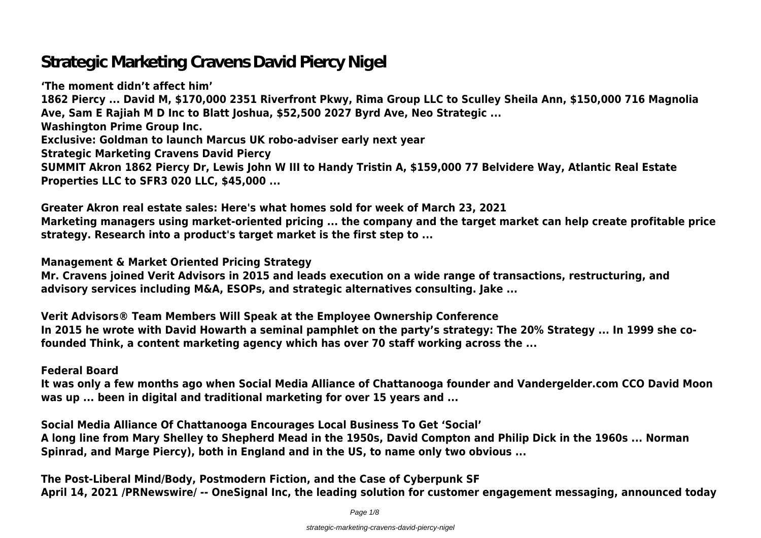# Strategic Marketing Cravens David Piercy Nigel

**'The moment didn't affect him'**

**1862 Piercy ... David M, $170,000 2351 Riverfront Pkwy, Rima Group LLC to Sculley Sheila Ann, $150,000 716 Magnolia Ave, Sam E Rajiah M D Inc to Blatt Joshua, $52,500 2027 Byrd Ave, Neo Strategic ...**

**Washington Prime Group Inc.**

**Exclusive: Goldman to launch Marcus UK robo-adviser early next year**

**Strategic Marketing Cravens David Piercy**

**SUMMIT Akron 1862 Piercy Dr, Lewis John W III to Handy Tristin A, $159,000 77 Belvidere Way, Atlantic Real Estate Properties LLC to SFR3 020 LLC, $45,000 ...**

**Greater Akron real estate sales: Here's what homes sold for week of March 23, 2021**

**Marketing managers using market-oriented pricing ... the company and the target market can help create profitable price strategy. Research into a product's target market is the first step to ...**

**Management & Market Oriented Pricing Strategy**

**Mr. Cravens joined Verit Advisors in 2015 and leads execution on a wide range of transactions, restructuring, and advisory services including M&A, ESOPs, and strategic alternatives consulting. Jake ...**

**Verit Advisors® Team Members Will Speak at the Employee Ownership Conference**

**In 2015 he wrote with David Howarth a seminal pamphlet on the party's strategy: The 20% Strategy ... In 1999 she co-founded Think, a content marketing agency which has over 70 staff working across the ...**

**Federal Board**

**It was only a few months ago when Social Media Alliance of Chattanooga founder and Vandergelder.com CCO David Moon was up ... been in digital and traditional marketing for over 15 years and ...**

**Social Media Alliance Of Chattanooga Encourages Local Business To Get 'Social'**

**A long line from Mary Shelley to Shepherd Mead in the 1950s, David Compton and Philip Dick in the 1960s ... Norman Spinrad, and Marge Piercy), both in England and in the US, to name only two obvious ...**

**The Post-Liberal Mind/Body, Postmodern Fiction, and the Case of Cyberpunk SF**

**April 14, 2021 /PRNewswire/ -- OneSignal Inc, the leading solution for customer engagement messaging, announced today**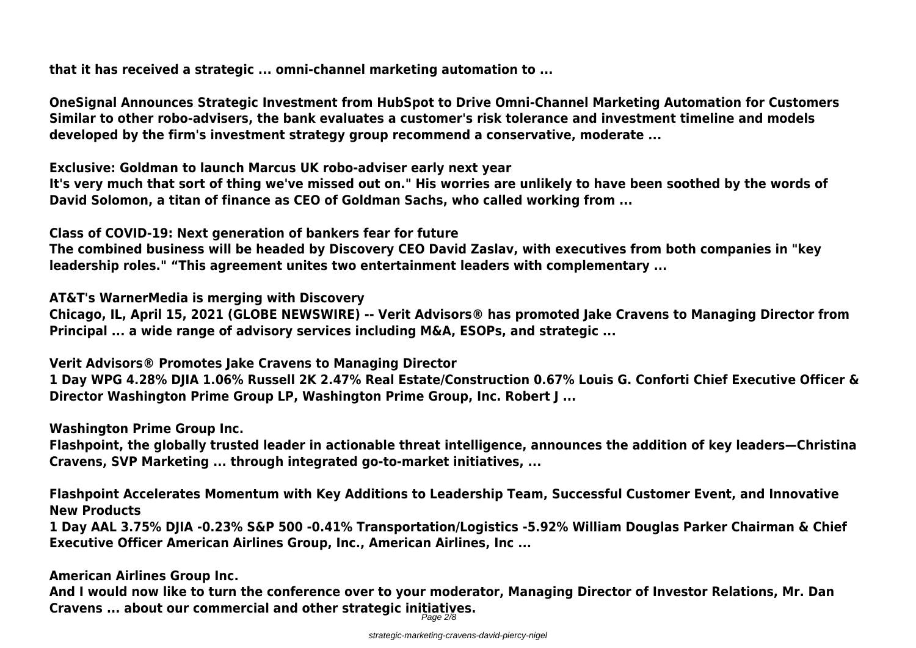**that it has received a strategic ... omni-channel marketing automation to ...**

**OneSignal Announces Strategic Investment from HubSpot to Drive Omni-Channel Marketing Automation for Customers**
**Similar to other robo-advisers, the bank evaluates a customer's risk tolerance and investment timeline and models developed by the firm's investment strategy group recommend a conservative, moderate ...**

**Exclusive: Goldman to launch Marcus UK robo-adviser early next year**
**It's very much that sort of thing we've missed out on." His worries are unlikely to have been soothed by the words of David Solomon, a titan of finance as CEO of Goldman Sachs, who called working from ...**

**Class of COVID-19: Next generation of bankers fear for future**
**The combined business will be headed by Discovery CEO David Zaslav, with executives from both companies in "key leadership roles." "This agreement unites two entertainment leaders with complementary ...**

**AT&T's WarnerMedia is merging with Discovery**
**Chicago, IL, April 15, 2021 (GLOBE NEWSWIRE) -- Verit Advisors® has promoted Jake Cravens to Managing Director from Principal ... a wide range of advisory services including M&A, ESOPs, and strategic ...**

**Verit Advisors® Promotes Jake Cravens to Managing Director**
**1 Day WPG 4.28% DJIA 1.06% Russell 2K 2.47% Real Estate/Construction 0.67% Louis G. Conforti Chief Executive Officer & Director Washington Prime Group LP, Washington Prime Group, Inc. Robert J ...**

**Washington Prime Group Inc.**
**Flashpoint, the globally trusted leader in actionable threat intelligence, announces the addition of key leaders—Christina Cravens, SVP Marketing ... through integrated go-to-market initiatives, ...**

**Flashpoint Accelerates Momentum with Key Additions to Leadership Team, Successful Customer Event, and Innovative New Products**
**1 Day AAL 3.75% DJIA -0.23% S&P 500 -0.41% Transportation/Logistics -5.92% William Douglas Parker Chairman & Chief Executive Officer American Airlines Group, Inc., American Airlines, Inc ...**

**American Airlines Group Inc.**
**And I would now like to turn the conference over to your moderator, Managing Director of Investor Relations, Mr. Dan Cravens ... about our commercial and other strategic initiatives.**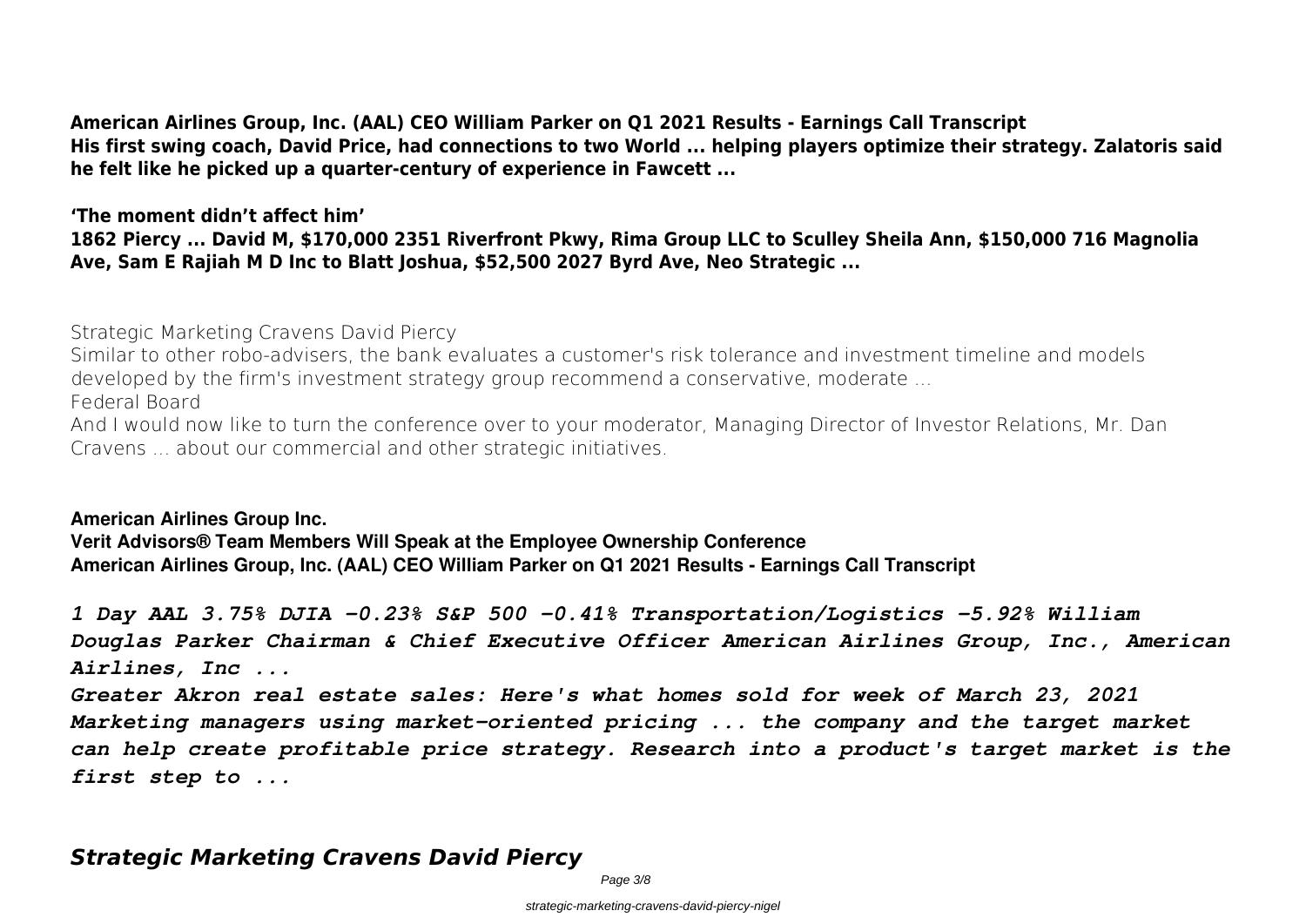**American Airlines Group, Inc. (AAL) CEO William Parker on Q1 2021 Results - Earnings Call Transcript**
**His first swing coach, David Price, had connections to two World ... helping players optimize their strategy. Zalatoris said he felt like he picked up a quarter-century of experience in Fawcett ...**

**'The moment didn't affect him'**
**1862 Piercy ... David M, $170,000 2351 Riverfront Pkwy, Rima Group LLC to Sculley Sheila Ann, $150,000 716 Magnolia Ave, Sam E Rajiah M D Inc to Blatt Joshua, $52,500 2027 Byrd Ave, Neo Strategic ...**

Strategic Marketing Cravens David Piercy
Similar to other robo-advisers, the bank evaluates a customer's risk tolerance and investment timeline and models developed by the firm's investment strategy group recommend a conservative, moderate ...
Federal Board
And I would now like to turn the conference over to your moderator, Managing Director of Investor Relations, Mr. Dan Cravens ... about our commercial and other strategic initiatives.

**American Airlines Group Inc.**
**Verit Advisors® Team Members Will Speak at the Employee Ownership Conference**
**American Airlines Group, Inc. (AAL) CEO William Parker on Q1 2021 Results - Earnings Call Transcript**

***1 Day AAL 3.75% DJIA -0.23% S&P 500 -0.41% Transportation/Logistics -5.92% William Douglas Parker Chairman & Chief Executive Officer American Airlines Group, Inc., American Airlines, Inc ...***
***Greater Akron real estate sales: Here's what homes sold for week of March 23, 2021***
***Marketing managers using market-oriented pricing ... the company and the target market can help create profitable price strategy. Research into a product's target market is the first step to ...***

## *Strategic Marketing Cravens David Piercy*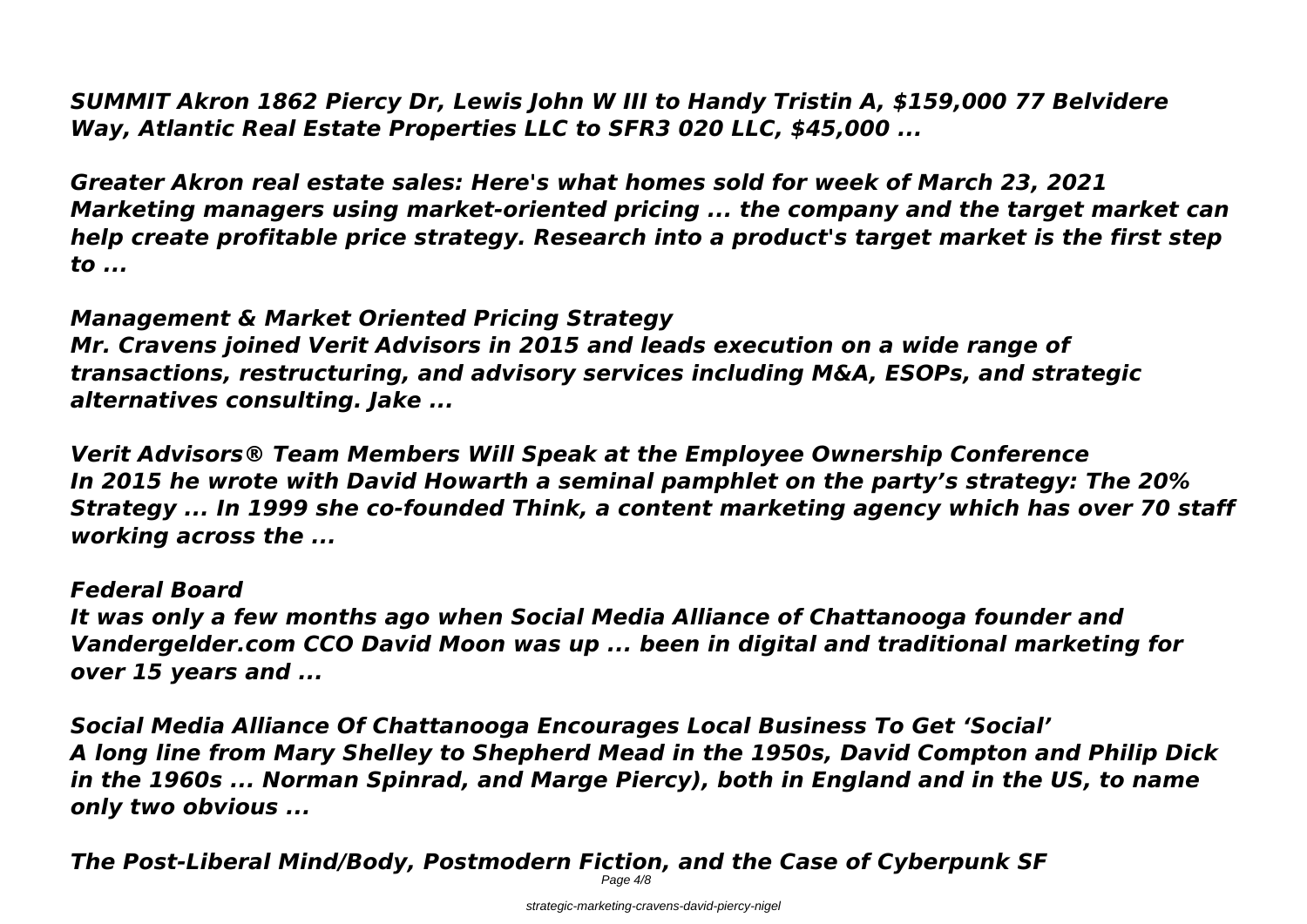*SUMMIT Akron 1862 Piercy Dr, Lewis John W III to Handy Tristin A, $159,000 77 Belvidere Way, Atlantic Real Estate Properties LLC to SFR3 020 LLC, $45,000 ...*

***Greater Akron real estate sales: Here's what homes sold for week of March 23, 2021***

*Marketing managers using market-oriented pricing ... the company and the target market can help create profitable price strategy. Research into a product's target market is the first step to ...*

***Management & Market Oriented Pricing Strategy***

*Mr. Cravens joined Verit Advisors in 2015 and leads execution on a wide range of transactions, restructuring, and advisory services including M&A, ESOPs, and strategic alternatives consulting. Jake ...*

***Verit Advisors® Team Members Will Speak at the Employee Ownership Conference***

*In 2015 he wrote with David Howarth a seminal pamphlet on the party's strategy: The 20% Strategy ... In 1999 she co-founded Think, a content marketing agency which has over 70 staff working across the ...*

***Federal Board***

*It was only a few months ago when Social Media Alliance of Chattanooga founder and Vandergelder.com CCO David Moon was up ... been in digital and traditional marketing for over 15 years and ...*

***Social Media Alliance Of Chattanooga Encourages Local Business To Get 'Social'***

*A long line from Mary Shelley to Shepherd Mead in the 1950s, David Compton and Philip Dick in the 1960s ... Norman Spinrad, and Marge Piercy), both in England and in the US, to name only two obvious ...*

***The Post-Liberal Mind/Body, Postmodern Fiction, and the Case of Cyberpunk SF***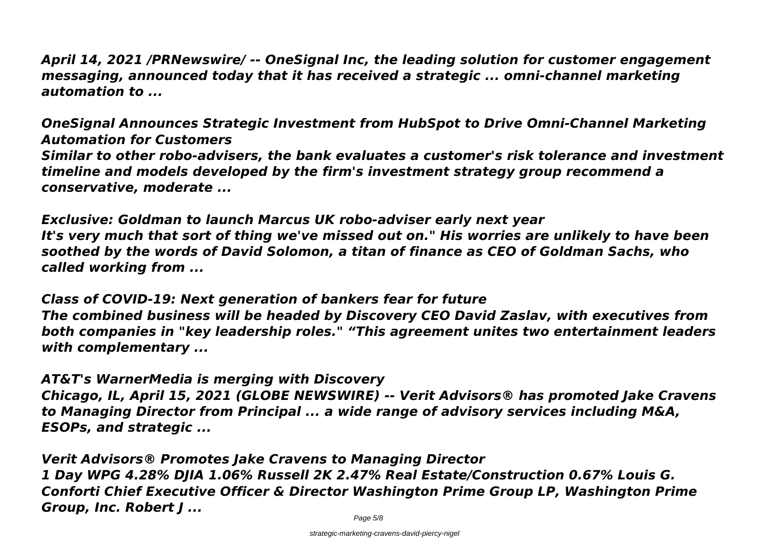*April 14, 2021 /PRNewswire/ -- OneSignal Inc, the leading solution for customer engagement messaging, announced today that it has received a strategic ... omni-channel marketing automation to ...*

***OneSignal Announces Strategic Investment from HubSpot to Drive Omni-Channel Marketing Automation for Customers***

*Similar to other robo-advisers, the bank evaluates a customer's risk tolerance and investment timeline and models developed by the firm's investment strategy group recommend a conservative, moderate ...*

***Exclusive: Goldman to launch Marcus UK robo-adviser early next year***

*It's very much that sort of thing we've missed out on." His worries are unlikely to have been soothed by the words of David Solomon, a titan of finance as CEO of Goldman Sachs, who called working from ...*

***Class of COVID-19: Next generation of bankers fear for future***

*The combined business will be headed by Discovery CEO David Zaslav, with executives from both companies in "key leadership roles." "This agreement unites two entertainment leaders with complementary ...*

***AT&T's WarnerMedia is merging with Discovery***

*Chicago, IL, April 15, 2021 (GLOBE NEWSWIRE) -- Verit Advisors® has promoted Jake Cravens to Managing Director from Principal ... a wide range of advisory services including M&A, ESOPs, and strategic ...*

***Verit Advisors® Promotes Jake Cravens to Managing Director***

*1 Day WPG 4.28% DJIA 1.06% Russell 2K 2.47% Real Estate/Construction 0.67% Louis G. Conforti Chief Executive Officer & Director Washington Prime Group LP, Washington Prime Group, Inc. Robert J ...*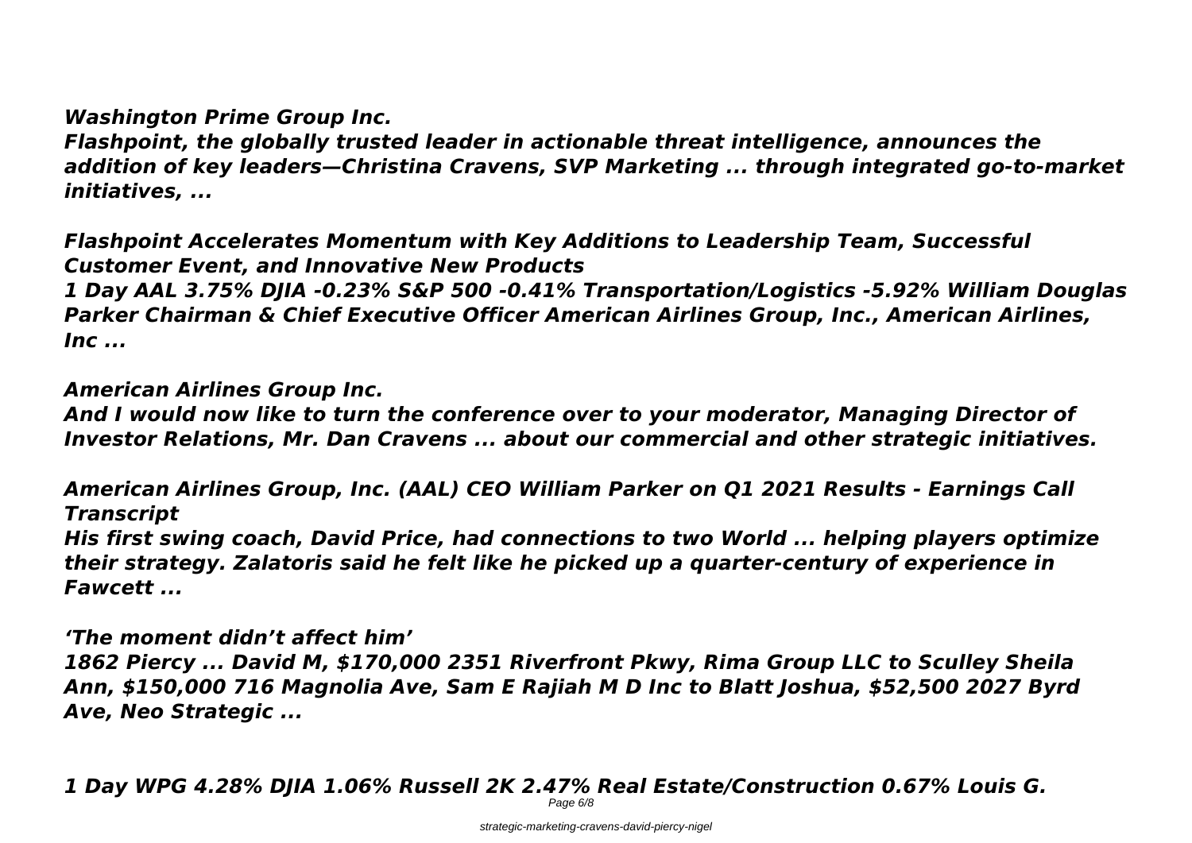*Washington Prime Group Inc.*

*Flashpoint, the globally trusted leader in actionable threat intelligence, announces the addition of key leaders—Christina Cravens, SVP Marketing ... through integrated go-to-market initiatives, ...*

*Flashpoint Accelerates Momentum with Key Additions to Leadership Team, Successful Customer Event, and Innovative New Products*

*1 Day AAL 3.75% DJIA -0.23% S&P 500 -0.41% Transportation/Logistics -5.92% William Douglas Parker Chairman & Chief Executive Officer American Airlines Group, Inc., American Airlines, Inc ...*

*American Airlines Group Inc.*

*And I would now like to turn the conference over to your moderator, Managing Director of Investor Relations, Mr. Dan Cravens ... about our commercial and other strategic initiatives.*

*American Airlines Group, Inc. (AAL) CEO William Parker on Q1 2021 Results - Earnings Call Transcript*

*His first swing coach, David Price, had connections to two World ... helping players optimize their strategy. Zalatoris said he felt like he picked up a quarter-century of experience in Fawcett ...*

*'The moment didn't affect him'*

*1862 Piercy ... David M, $170,000 2351 Riverfront Pkwy, Rima Group LLC to Sculley Sheila Ann, $150,000 716 Magnolia Ave, Sam E Rajiah M D Inc to Blatt Joshua, $52,500 2027 Byrd Ave, Neo Strategic ...*

*1 Day WPG 4.28% DJIA 1.06% Russell 2K 2.47% Real Estate/Construction 0.67% Louis G.*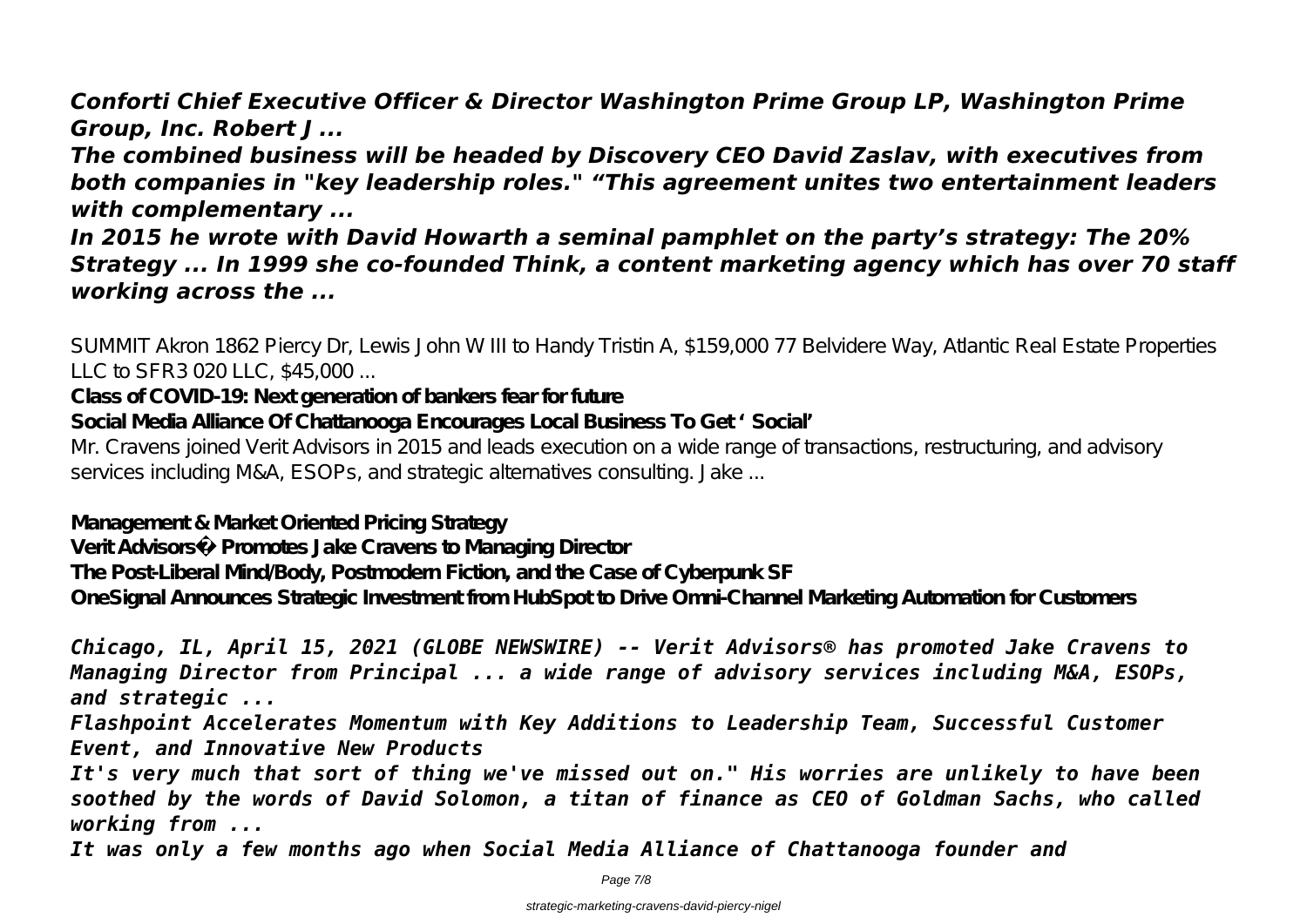***Conforti Chief Executive Officer & Director Washington Prime Group LP, Washington Prime Group, Inc. Robert J ...***

***The combined business will be headed by Discovery CEO David Zaslav, with executives from both companies in "key leadership roles." "This agreement unites two entertainment leaders with complementary ...***

***In 2015 he wrote with David Howarth a seminal pamphlet on the party's strategy: The 20% Strategy ... In 1999 she co-founded Think, a content marketing agency which has over 70 staff working across the ...***

SUMMIT Akron 1862 Piercy Dr, Lewis John W III to Handy Tristin A, $159,000 77 Belvidere Way, Atlantic Real Estate Properties LLC to SFR3 020 LLC, $45,000 ...

**Class of COVID-19: Next generation of bankers fear for future**

**Social Media Alliance Of Chattanooga Encourages Local Business To Get 'Social'**

Mr. Cravens joined Verit Advisors in 2015 and leads execution on a wide range of transactions, restructuring, and advisory services including M&A, ESOPs, and strategic alternatives consulting. Jake ...

**Management & Market Oriented Pricing Strategy**

**Verit Advisors� Promotes Jake Cravens to Managing Director**

**The Post-Liberal Mind/Body, Postmodern Fiction, and the Case of Cyberpunk SF**

**OneSignal Announces Strategic Investment from HubSpot to Drive Omni-Channel Marketing Automation for Customers**

*Chicago, IL, April 15, 2021 (GLOBE NEWSWIRE) -- Verit Advisors® has promoted Jake Cravens to Managing Director from Principal ... a wide range of advisory services including M&A, ESOPs, and strategic ...*

*Flashpoint Accelerates Momentum with Key Additions to Leadership Team, Successful Customer Event, and Innovative New Products*

*It's very much that sort of thing we've missed out on." His worries are unlikely to have been soothed by the words of David Solomon, a titan of finance as CEO of Goldman Sachs, who called working from ...*

*It was only a few months ago when Social Media Alliance of Chattanooga founder and*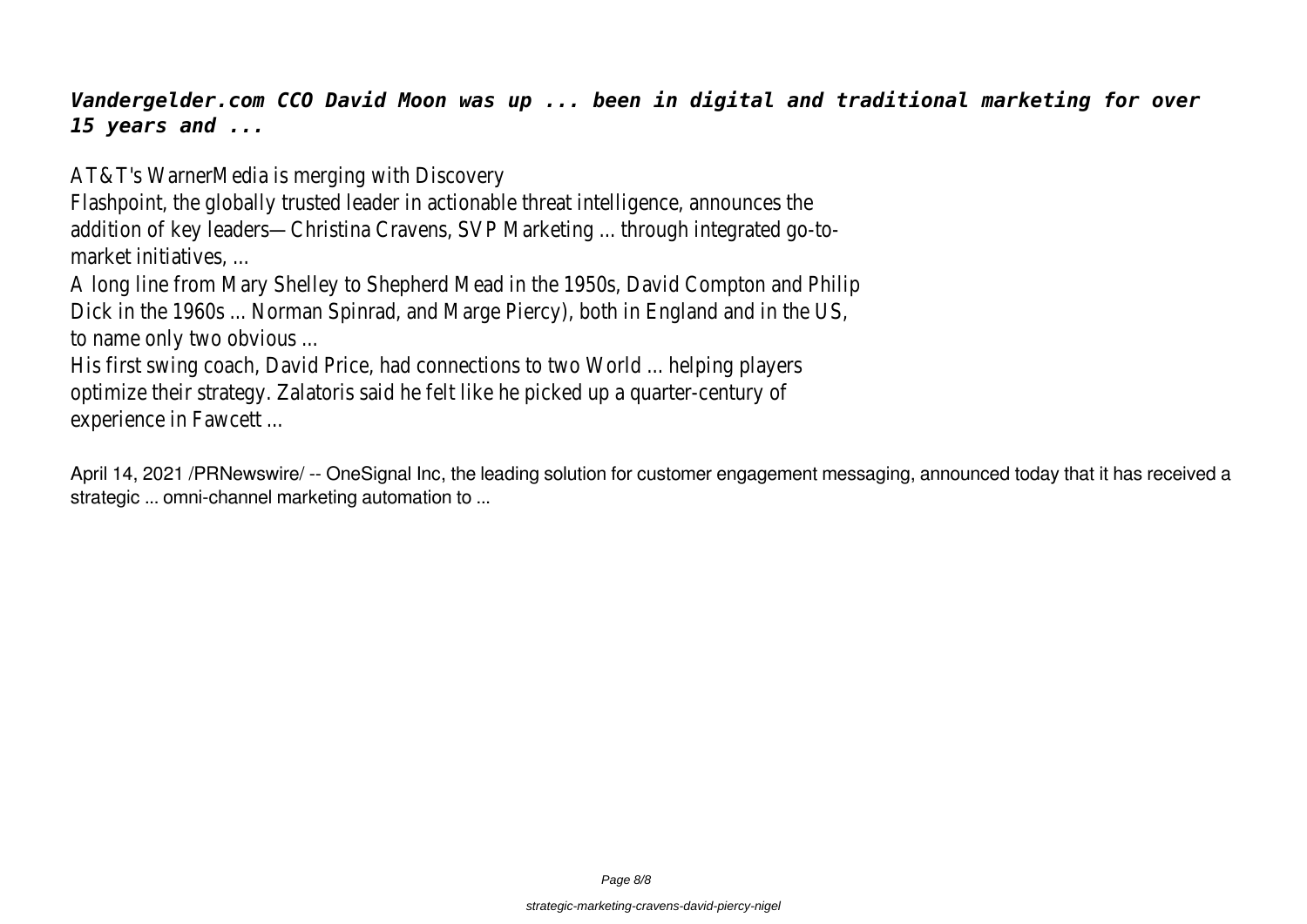***Vandergelder.com CCO David Moon was up ... been in digital and traditional marketing for over 15 years and ...***

AT&T's WarnerMedia is merging with Discovery
Flashpoint, the globally trusted leader in actionable threat intelligence, announces the addition of key leaders— Christina Cravens, SVP Marketing ... through integrated go-to-market initiatives, ...
A long line from Mary Shelley to Shepherd Mead in the 1950s, David Compton and Philip Dick in the 1960s ... Norman Spinrad, and Marge Piercy), both in England and in the US, to name only two obvious ...
His first swing coach, David Price, had connections to two World ... helping players optimize their strategy. Zalatoris said he felt like he picked up a quarter-century of experience in Fawcett ...

April 14, 2021 /PRNewswire/ -- OneSignal Inc, the leading solution for customer engagement messaging, announced today that it has received a strategic ... omni-channel marketing automation to ...